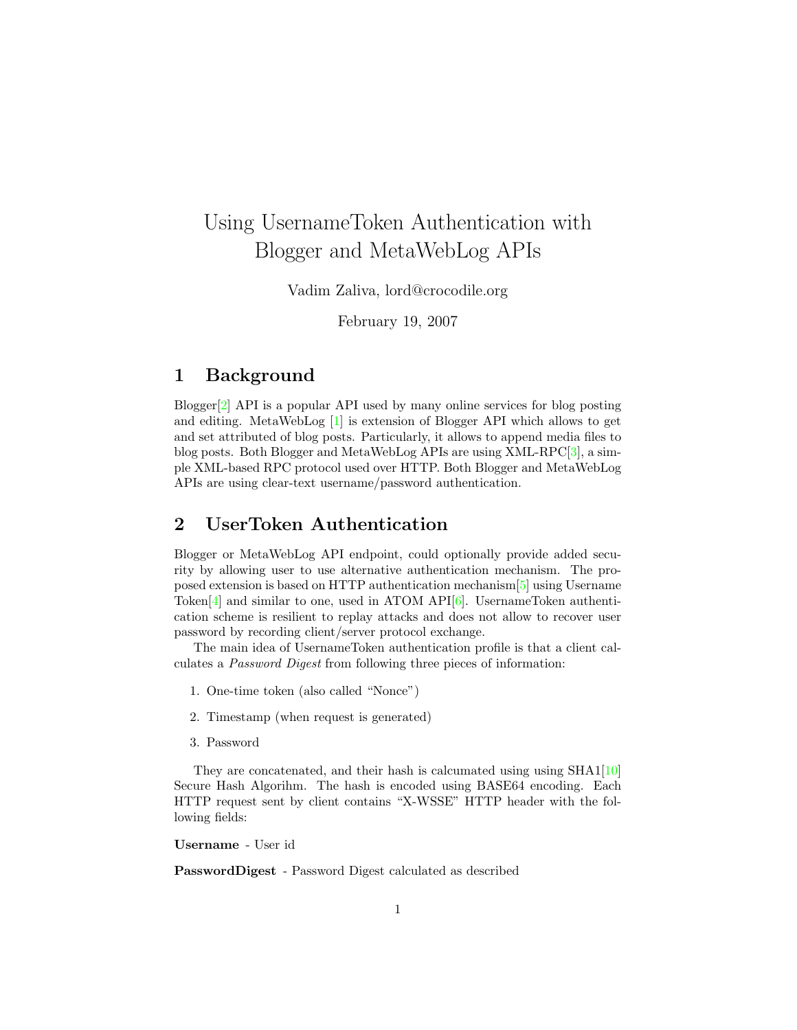# Using UsernameToken Authentication with Blogger and MetaWebLog APIs

Vadim Zaliva, lord@crocodile.org

February 19, 2007

## 1 Background

Blogger[2] API is a popular API used by many online services for blog posting and editing. MetaWebLog [1] is extension of Blogger API which allows to get and set attributed of blog posts. Particularly, it allows to append media files to blog posts. Both Blogger and MetaWebLog APIs are using XML-RPC[3], a simple XML-based RPC protocol used over HTTP. Both Blogger and MetaWebLog APIs are using clear-text username/password authentication.

## 2 UserToken Authentication

Blogger or MetaWebLog API endpoint, could optionally provide added security by allowing user to use alternative authentication mechanism. The proposed extension is based on HTTP authentication mechanism[5] using Username Token[4] and similar to one, used in ATOM API[6]. UsernameToken authentication scheme is resilient to replay attacks and does not allow to recover user password by recording client/server protocol exchange.

The main idea of UsernameToken authentication profile is that a client calculates a *Password Digest* from following three pieces of information:

1. One-time token (also called "Nonce")
2. Timestamp (when request is generated)
3. Password

They are concatenated, and their hash is calcumated using using SHA1[10] Secure Hash Algorihm. The hash is encoded using BASE64 encoding. Each HTTP request sent by client contains "X-WSSE" HTTP header with the following fields:

**Username** - User id

**PasswordDigest** - Password Digest calculated as described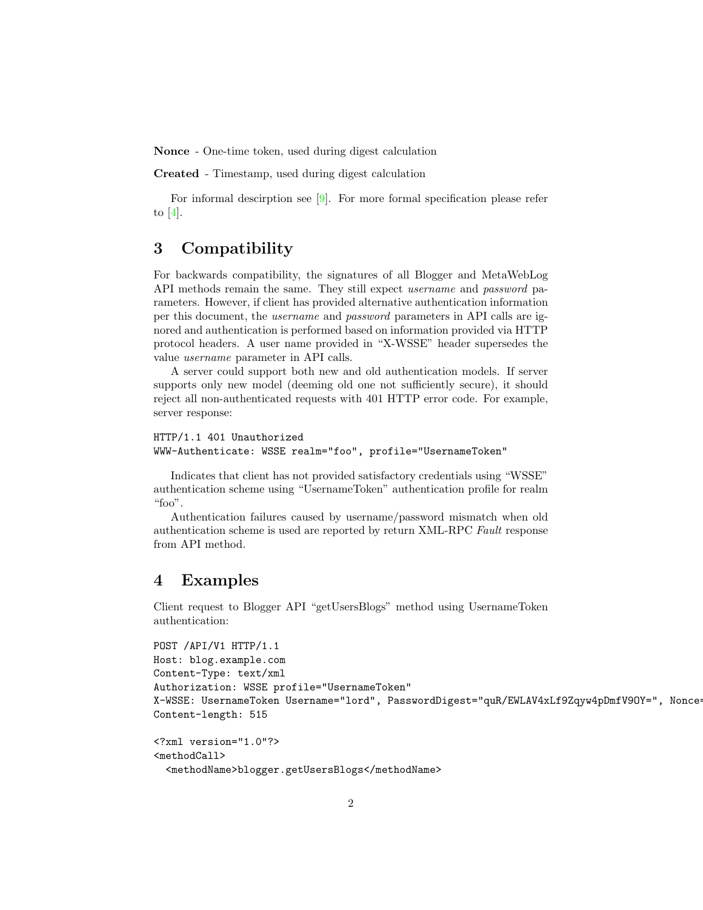**Nonce** - One-time token, used during digest calculation

**Created** - Timestamp, used during digest calculation

For informal descirption see [9]. For more formal specification please refer to [4].

## 3 Compatibility

For backwards compatibility, the signatures of all Blogger and MetaWebLog API methods remain the same. They still expect *username* and *password* parameters. However, if client has provided alternative authentication information per this document, the *username* and *password* parameters in API calls are ignored and authentication is performed based on information provided via HTTP protocol headers. A user name provided in "X-WSSE" header supersedes the value *username* parameter in API calls.

A server could support both new and old authentication models. If server supports only new model (deeming old one not sufficiently secure), it should reject all non-authenticated requests with 401 HTTP error code. For example, server response:

```
HTTP/1.1 401 Unauthorized
WWW-Authenticate: WSSE realm="foo", profile="UsernameToken"
```

Indicates that client has not provided satisfactory credentials using "WSSE" authentication scheme using "UsernameToken" authentication profile for realm "foo".

Authentication failures caused by username/password mismatch when old authentication scheme is used are reported by return XML-RPC *Fault* response from API method.

## 4 Examples

Client request to Blogger API "getUsersBlogs" method using UsernameToken authentication:

```
POST /API/V1 HTTP/1.1
Host: blog.example.com
Content-Type: text/xml
Authorization: WSSE profile="UsernameToken"
X-WSSE: UsernameToken Username="lord", PasswordDigest="quR/EWLAV4xLf9Zqyw4pDmfV9OY=", Nonce=
Content-length: 515

<?xml version="1.0"?>
<methodCall>
  <methodName>blogger.getUsersBlogs</methodName>
```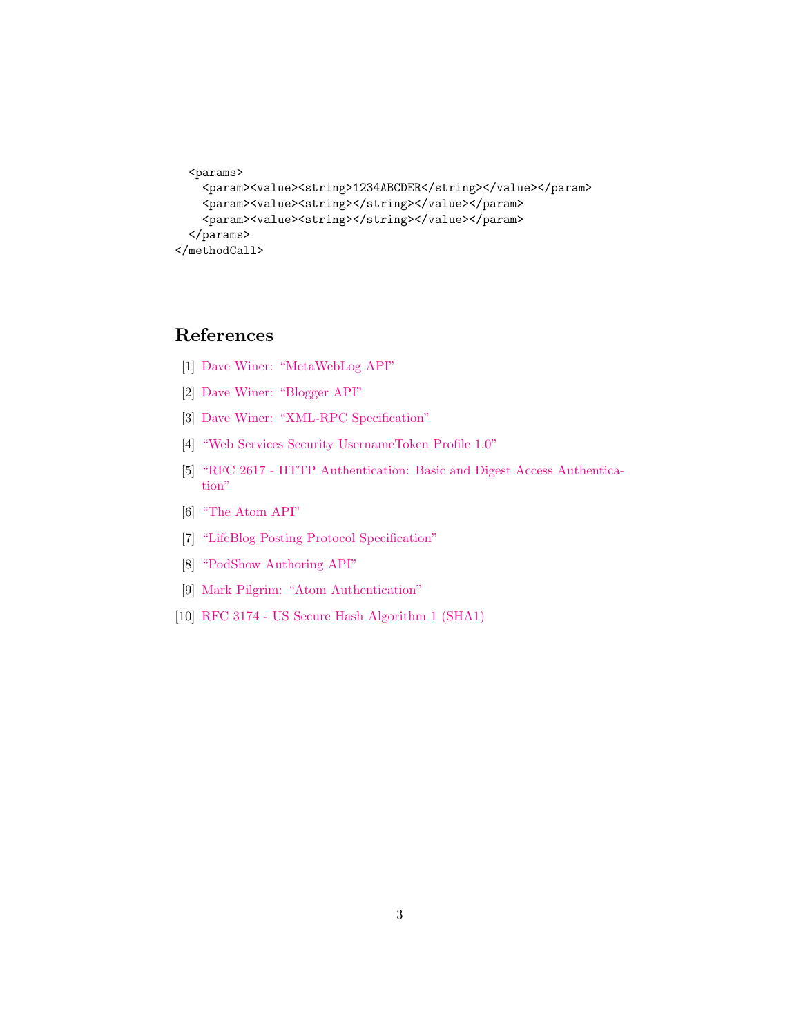```
  <params>
    <param><value><string>1234ABCDER</string></value></param>
    <param><value><string></string></value></param>
    <param><value><string></string></value></param>
  </params>
</methodCall>
```

## References

[1] Dave Winer: "MetaWebLog API"

[2] Dave Winer: "Blogger API"

[3] Dave Winer: "XML-RPC Specification"

[4] "Web Services Security UsernameToken Profile 1.0"

[5] "RFC 2617 - HTTP Authentication: Basic and Digest Access Authentication"

[6] "The Atom API"

[7] "LifeBlog Posting Protocol Specification"

[8] "PodShow Authoring API"

[9] Mark Pilgrim: "Atom Authentication"

[10] RFC 3174 - US Secure Hash Algorithm 1 (SHA1)